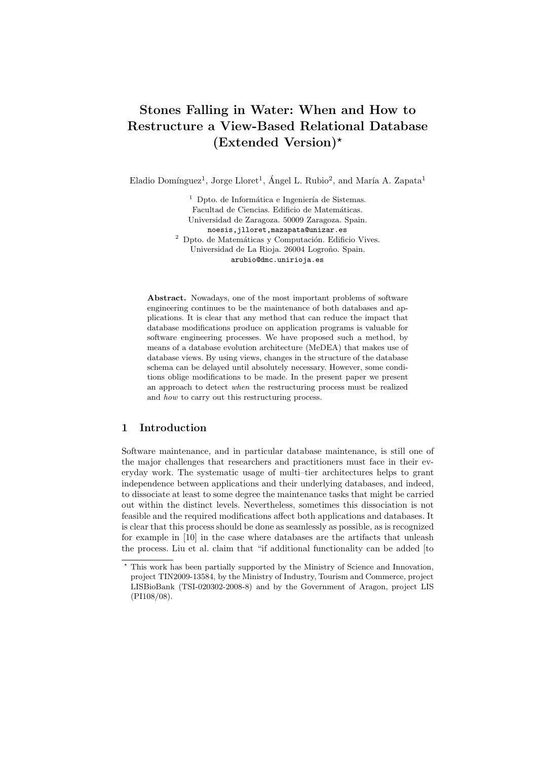# Stones Falling in Water: When and How to Restructure a View-Based Relational Database (Extended Version)*

Eladio Domínguez[1], Jorge Lloret[1], Ángel L. Rubio[2], and María A. Zapata[1]

[1] Dpto. de Informática e Ingeniería de Sistemas.
Facultad de Ciencias. Edificio de Matemáticas.
Universidad de Zaragoza. 50009 Zaragoza. Spain.
noesis,jlloret,mazapata@unizar.es

[2] Dpto. de Matemáticas y Computación. Edificio Vives.
Universidad de La Rioja. 26004 Logroño. Spain.
arubio@dmc.unirioja.es

**Abstract.** Nowadays, one of the most important problems of software engineering continues to be the maintenance of both databases and applications. It is clear that any method that can reduce the impact that database modifications produce on application programs is valuable for software engineering processes. We have proposed such a method, by means of a database evolution architecture (MeDEA) that makes use of database views. By using views, changes in the structure of the database schema can be delayed until absolutely necessary. However, some conditions oblige modifications to be made. In the present paper we present an approach to detect *when* the restructuring process must be realized and *how* to carry out this restructuring process.

## 1 Introduction

Software maintenance, and in particular database maintenance, is still one of the major challenges that researchers and practitioners must face in their everyday work. The systematic usage of multi–tier architectures helps to grant independence between applications and their underlying databases, and indeed, to dissociate at least to some degree the maintenance tasks that might be carried out within the distinct levels. Nevertheless, sometimes this dissociation is not feasible and the required modifications affect both applications and databases. It is clear that this process should be done as seamlessly as possible, as is recognized for example in [10] in the case where databases are the artifacts that unleash the process. Liu et al. claim that "if additional functionality can be added [to

* This work has been partially supported by the Ministry of Science and Innovation, project TIN2009-13584, by the Ministry of Industry, Tourism and Commerce, project LISBioBank (TSI-020302-2008-8) and by the Government of Aragon, project LIS (PI108/08).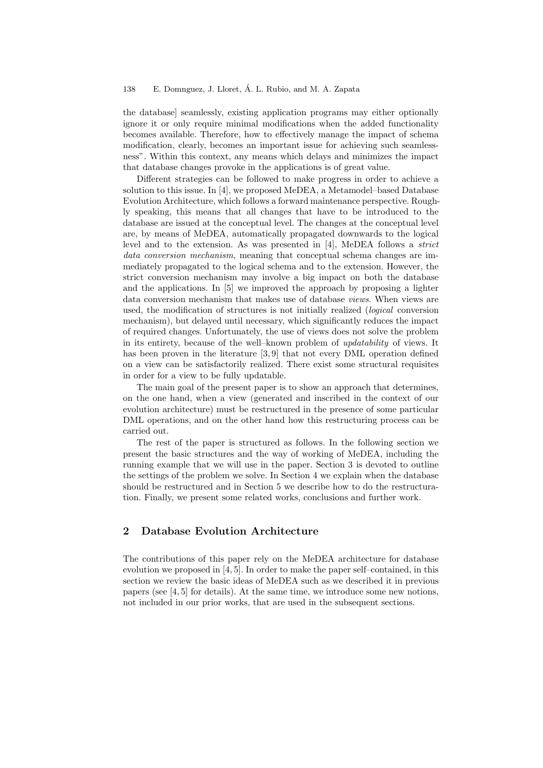the database] seamlessly, existing application programs may either optionally ignore it or only require minimal modifications when the added functionality becomes available. Therefore, how to effectively manage the impact of schema modification, clearly, becomes an important issue for achieving such seamlessness". Within this context, any means which delays and minimizes the impact that database changes provoke in the applications is of great value.

Different strategies can be followed to make progress in order to achieve a solution to this issue. In [4], we proposed MeDEA, a Metamodel–based Database Evolution Architecture, which follows a forward maintenance perspective. Roughly speaking, this means that all changes that have to be introduced to the database are issued at the conceptual level. The changes at the conceptual level are, by means of MeDEA, automatically propagated downwards to the logical level and to the extension. As was presented in [4], MeDEA follows a *strict data conversion mechanism*, meaning that conceptual schema changes are immediately propagated to the logical schema and to the extension. However, the strict conversion mechanism may involve a big impact on both the database and the applications. In [5] we improved the approach by proposing a lighter data conversion mechanism that makes use of database *views*. When views are used, the modification of structures is not initially realized (*logical* conversion mechanism), but delayed until necessary, which significantly reduces the impact of required changes. Unfortunately, the use of views does not solve the problem in its entirety, because of the well–known problem of *updatability* of views. It has been proven in the literature [3, 9] that not every DML operation defined on a view can be satisfactorily realized. There exist some structural requisites in order for a view to be fully updatable.

The main goal of the present paper is to show an approach that determines, on the one hand, when a view (generated and inscribed in the context of our evolution architecture) must be restructured in the presence of some particular DML operations, and on the other hand how this restructuring process can be carried out.

The rest of the paper is structured as follows. In the following section we present the basic structures and the way of working of MeDEA, including the running example that we will use in the paper. Section 3 is devoted to outline the settings of the problem we solve. In Section 4 we explain when the database should be restructured and in Section 5 we describe how to do the restructuration. Finally, we present some related works, conclusions and further work.

## 2 Database Evolution Architecture

The contributions of this paper rely on the MeDEA architecture for database evolution we proposed in [4, 5]. In order to make the paper self–contained, in this section we review the basic ideas of MeDEA such as we described it in previous papers (see [4, 5] for details). At the same time, we introduce some new notions, not included in our prior works, that are used in the subsequent sections.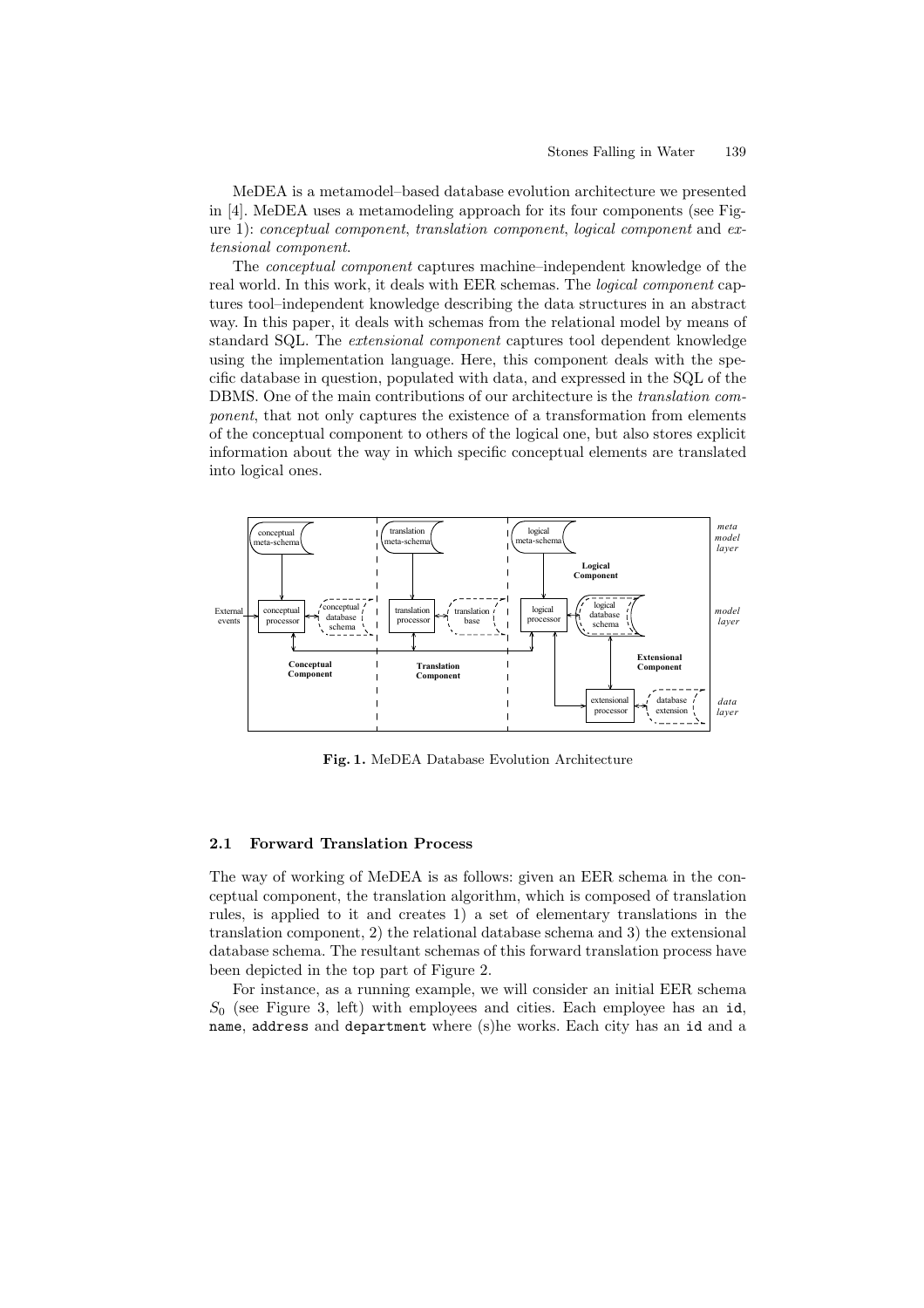MeDEA is a metamodel–based database evolution architecture we presented in [4]. MeDEA uses a metamodeling approach for its four components (see Figure 1): *conceptual component*, *translation component*, *logical component* and *extensional component*.

The *conceptual component* captures machine–independent knowledge of the real world. In this work, it deals with EER schemas. The *logical component* captures tool–independent knowledge describing the data structures in an abstract way. In this paper, it deals with schemas from the relational model by means of standard SQL. The *extensional component* captures tool dependent knowledge using the implementation language. Here, this component deals with the specific database in question, populated with data, and expressed in the SQL of the DBMS. One of the main contributions of our architecture is the *translation component*, that not only captures the existence of a transformation from elements of the conceptual component to others of the logical one, but also stores explicit information about the way in which specific conceptual elements are translated into logical ones.

**Fig. 1.** MeDEA Database Evolution Architecture

### 2.1 Forward Translation Process

The way of working of MeDEA is as follows: given an EER schema in the conceptual component, the translation algorithm, which is composed of translation rules, is applied to it and creates 1) a set of elementary translations in the translation component, 2) the relational database schema and 3) the extensional database schema. The resultant schemas of this forward translation process have been depicted in the top part of Figure 2.

For instance, as a running example, we will consider an initial EER schema $S_0$ (see Figure 3, left) with employees and cities. Each employee has an `id`, `name`, `address` and `department` where (s)he works. Each city has an `id` and a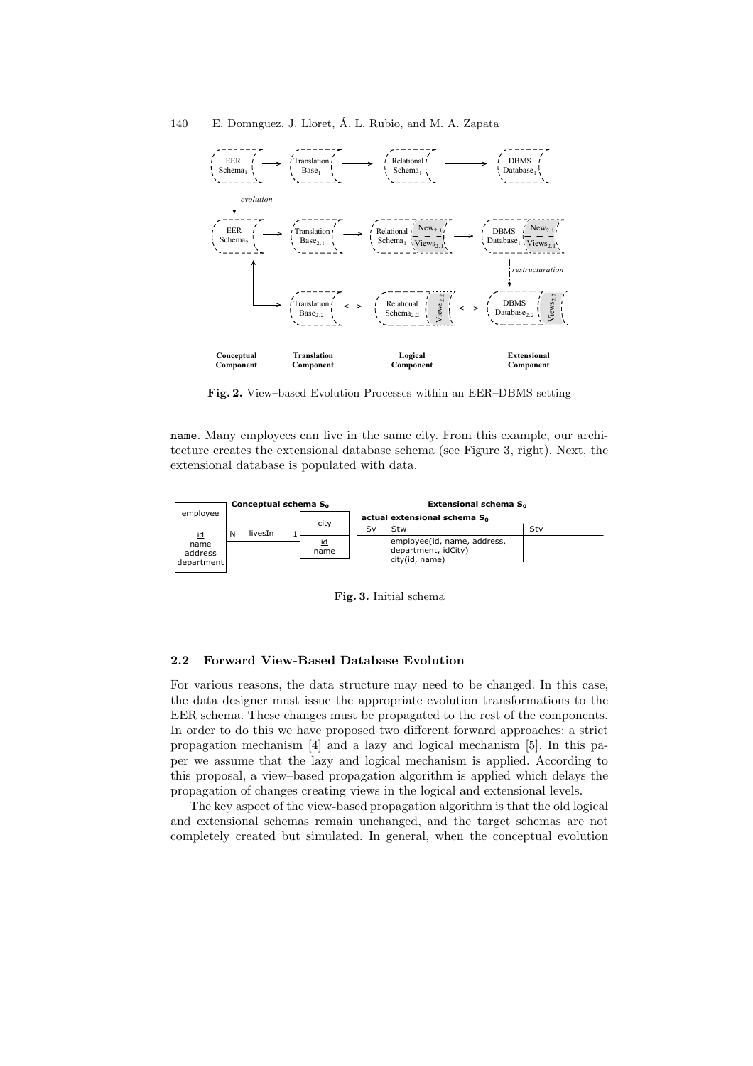Fig. 2. View–based Evolution Processes within an EER–DBMS setting

name. Many employees can live in the same city. From this example, our architecture creates the extensional database schema (see Figure 3, right). Next, the extensional database is populated with data.

Fig. 3. Initial schema

### 2.2 Forward View-Based Database Evolution

For various reasons, the data structure may need to be changed. In this case, the data designer must issue the appropriate evolution transformations to the EER schema. These changes must be propagated to the rest of the components. In order to do this we have proposed two different forward approaches: a strict propagation mechanism [4] and a lazy and logical mechanism [5]. In this paper we assume that the lazy and logical mechanism is applied. According to this proposal, a view–based propagation algorithm is applied which delays the propagation of changes creating views in the logical and extensional levels.

The key aspect of the view-based propagation algorithm is that the old logical and extensional schemas remain unchanged, and the target schemas are not completely created but simulated. In general, when the conceptual evolution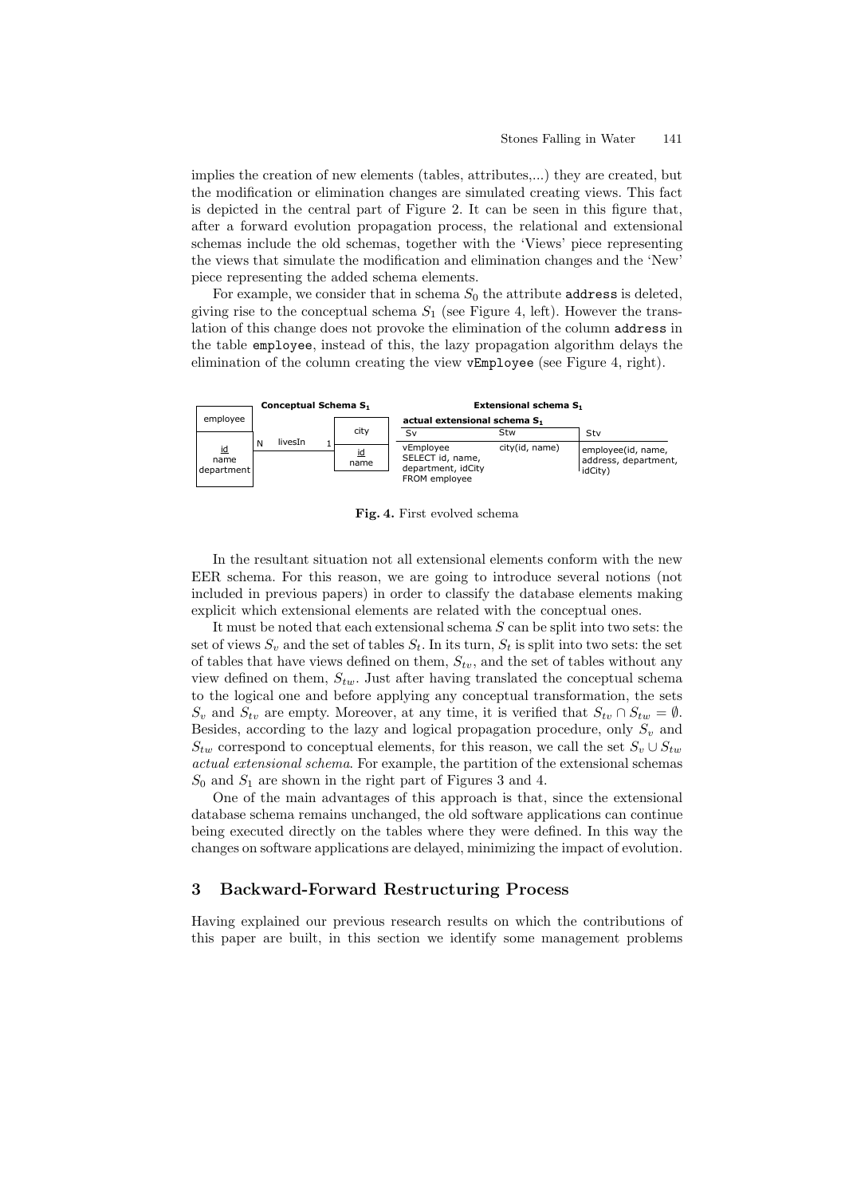implies the creation of new elements (tables, attributes,...) they are created, but the modification or elimination changes are simulated creating views. This fact is depicted in the central part of Figure 2. It can be seen in this figure that, after a forward evolution propagation process, the relational and extensional schemas include the old schemas, together with the 'Views' piece representing the views that simulate the modification and elimination changes and the 'New' piece representing the added schema elements.

For example, we consider that in schema $S_0$ the attribute `address` is deleted, giving rise to the conceptual schema $S_1$ (see Figure 4, left). However the translation of this change does not provoke the elimination of the column `address` in the table `employee`, instead of this, the lazy propagation algorithm delays the elimination of the column creating the view `vEmployee` (see Figure 4, right).

**Conceptual Schema $S_1$**

employee (<u>id</u>, name, department) — N — livesIn — 1 — city (<u>id</u>, name)

**Extensional schema $S_1$**

| actual extensional schema $S_1$ | | |
|---|---|---|
| Sv | Stw | Stv |
| vEmployee SELECT id, name, department, idCity FROM employee | city(id, name) | employee(id, name, address, department, idCity) |

**Fig. 4.** First evolved schema

In the resultant situation not all extensional elements conform with the new EER schema. For this reason, we are going to introduce several notions (not included in previous papers) in order to classify the database elements making explicit which extensional elements are related with the conceptual ones.

It must be noted that each extensional schema $S$ can be split into two sets: the set of views $S_v$ and the set of tables $S_t$. In its turn, $S_t$ is split into two sets: the set of tables that have views defined on them, $S_{tv}$, and the set of tables without any view defined on them, $S_{tw}$. Just after having translated the conceptual schema to the logical one and before applying any conceptual transformation, the sets $S_v$ and $S_{tv}$ are empty. Moreover, at any time, it is verified that $S_{tv} \cap S_{tw} = \emptyset$. Besides, according to the lazy and logical propagation procedure, only $S_v$ and $S_{tw}$ correspond to conceptual elements, for this reason, we call the set $S_v \cup S_{tw}$ *actual extensional schema*. For example, the partition of the extensional schemas $S_0$ and $S_1$ are shown in the right part of Figures 3 and 4.

One of the main advantages of this approach is that, since the extensional database schema remains unchanged, the old software applications can continue being executed directly on the tables where they were defined. In this way the changes on software applications are delayed, minimizing the impact of evolution.

## 3 Backward-Forward Restructuring Process

Having explained our previous research results on which the contributions of this paper are built, in this section we identify some management problems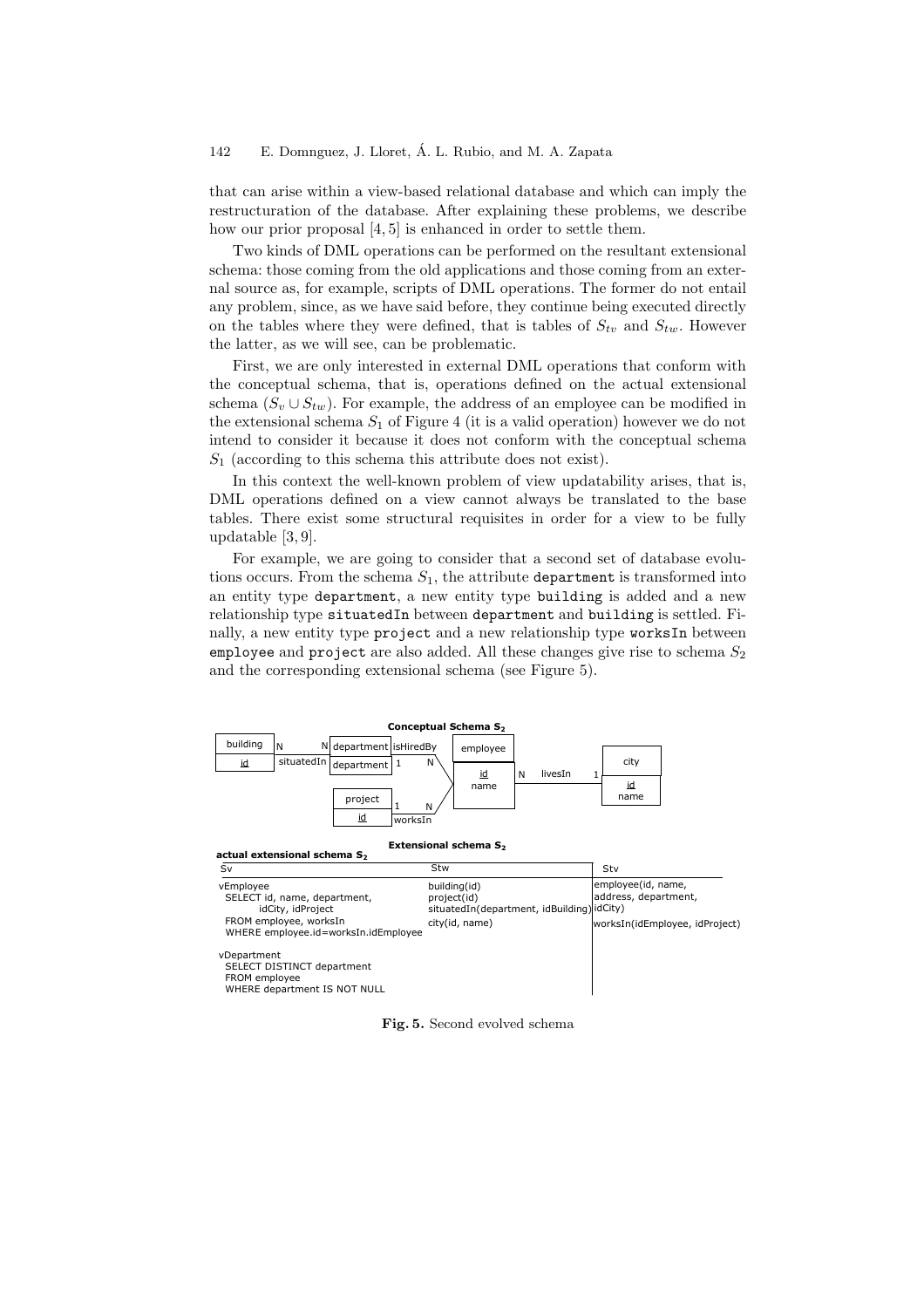that can arise within a view-based relational database and which can imply the restructuration of the database. After explaining these problems, we describe how our prior proposal [4, 5] is enhanced in order to settle them.

Two kinds of DML operations can be performed on the resultant extensional schema: those coming from the old applications and those coming from an external source as, for example, scripts of DML operations. The former do not entail any problem, since, as we have said before, they continue being executed directly on the tables where they were defined, that is tables of $S_{tv}$ and $S_{tw}$. However the latter, as we will see, can be problematic.

First, we are only interested in external DML operations that conform with the conceptual schema, that is, operations defined on the actual extensional schema ($S_v \cup S_{tw}$). For example, the address of an employee can be modified in the extensional schema $S_1$ of Figure 4 (it is a valid operation) however we do not intend to consider it because it does not conform with the conceptual schema $S_1$ (according to this schema this attribute does not exist).

In this context the well-known problem of view updatability arises, that is, DML operations defined on a view cannot always be translated to the base tables. There exist some structural requisites in order for a view to be fully updatable [3, 9].

For example, we are going to consider that a second set of database evolutions occurs. From the schema $S_1$, the attribute `department` is transformed into an entity type `department`, a new entity type `building` is added and a new relationship type `situatedIn` between `department` and `building` is settled. Finally, a new entity type `project` and a new relationship type `worksIn` between `employee` and `project` are also added. All these changes give rise to schema $S_2$ and the corresponding extensional schema (see Figure 5).

**Conceptual Schema $S_2$**

**Extensional schema $S_2$**

| actual extensional schema $S_2$ | | |
|---|---|---|
| Sv | Stw | Stv |
| vEmployee<br>SELECT id, name, department, idCity, idProject<br>FROM employee, worksIn<br>WHERE employee.id=worksIn.idEmployee<br><br>vDepartment<br>SELECT DISTINCT department<br>FROM employee<br>WHERE department IS NOT NULL | building(id)<br>project(id)<br>situatedIn(department, idBuilding)<br>city(id, name) | employee(id, name, address, department, idCity)<br>worksIn(idEmployee, idProject) |

**Fig. 5.** Second evolved schema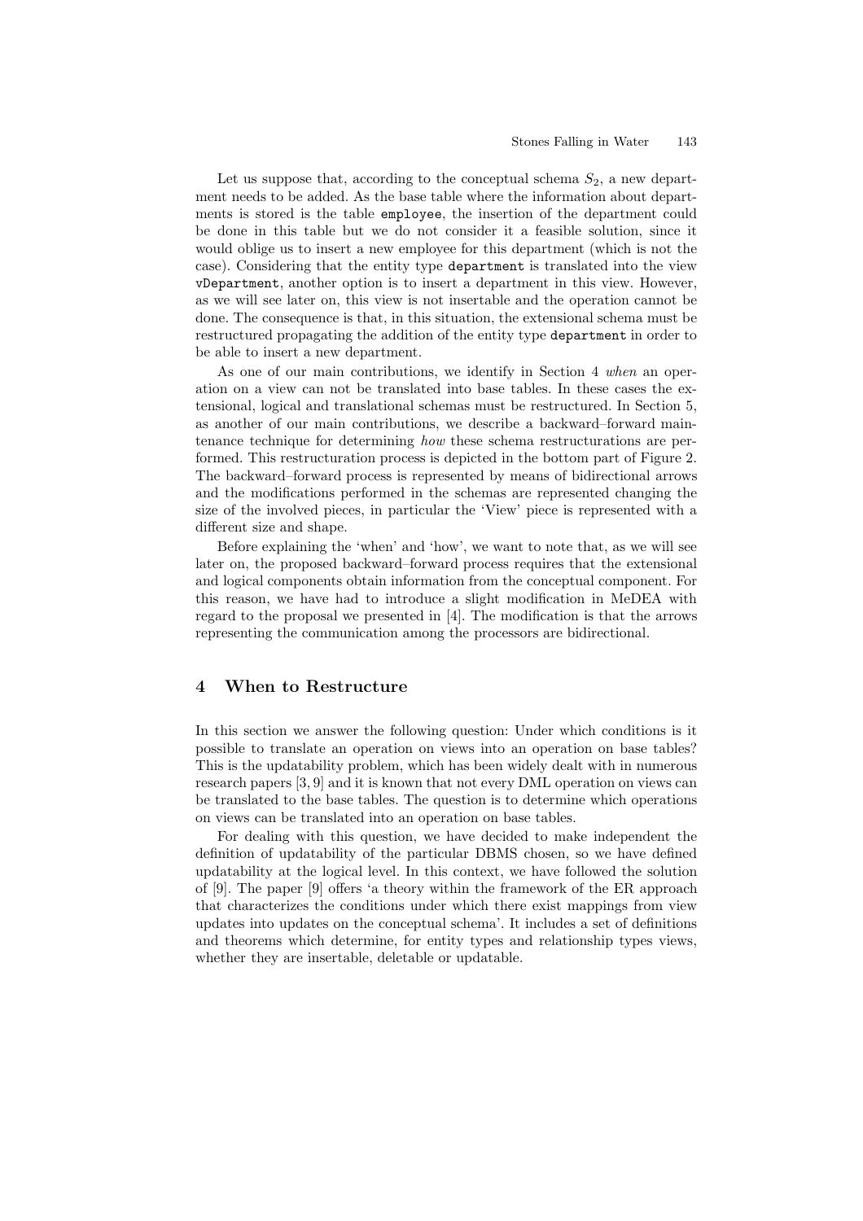Let us suppose that, according to the conceptual schema $S_2$, a new department needs to be added. As the base table where the information about departments is stored is the table `employee`, the insertion of the department could be done in this table but we do not consider it a feasible solution, since it would oblige us to insert a new employee for this department (which is not the case). Considering that the entity type `department` is translated into the view `vDepartment`, another option is to insert a department in this view. However, as we will see later on, this view is not insertable and the operation cannot be done. The consequence is that, in this situation, the extensional schema must be restructured propagating the addition of the entity type `department` in order to be able to insert a new department.

As one of our main contributions, we identify in Section 4 *when* an operation on a view can not be translated into base tables. In these cases the extensional, logical and translational schemas must be restructured. In Section 5, as another of our main contributions, we describe a backward–forward maintenance technique for determining *how* these schema restructurations are performed. This restructuration process is depicted in the bottom part of Figure 2. The backward–forward process is represented by means of bidirectional arrows and the modifications performed in the schemas are represented changing the size of the involved pieces, in particular the 'View' piece is represented with a different size and shape.

Before explaining the 'when' and 'how', we want to note that, as we will see later on, the proposed backward–forward process requires that the extensional and logical components obtain information from the conceptual component. For this reason, we have had to introduce a slight modification in MeDEA with regard to the proposal we presented in [4]. The modification is that the arrows representing the communication among the processors are bidirectional.

## 4 When to Restructure

In this section we answer the following question: Under which conditions is it possible to translate an operation on views into an operation on base tables? This is the updatability problem, which has been widely dealt with in numerous research papers [3, 9] and it is known that not every DML operation on views can be translated to the base tables. The question is to determine which operations on views can be translated into an operation on base tables.

For dealing with this question, we have decided to make independent the definition of updatability of the particular DBMS chosen, so we have defined updatability at the logical level. In this context, we have followed the solution of [9]. The paper [9] offers 'a theory within the framework of the ER approach that characterizes the conditions under which there exist mappings from view updates into updates on the conceptual schema'. It includes a set of definitions and theorems which determine, for entity types and relationship types views, whether they are insertable, deletable or updatable.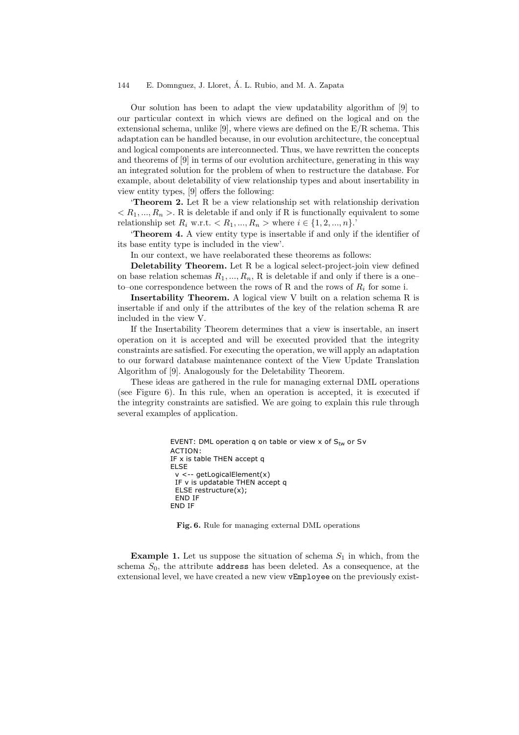Our solution has been to adapt the view updatability algorithm of [9] to our particular context in which views are defined on the logical and on the extensional schema, unlike [9], where views are defined on the E/R schema. This adaptation can be handled because, in our evolution architecture, the conceptual and logical components are interconnected. Thus, we have rewritten the concepts and theorems of [9] in terms of our evolution architecture, generating in this way an integrated solution for the problem of when to restructure the database. For example, about deletability of view relationship types and about insertability in view entity types, [9] offers the following:

'**Theorem 2.** Let R be a view relationship set with relationship derivation $< R_1, ..., R_n >$. R is deletable if and only if R is functionally equivalent to some relationship set $R_i$ w.r.t. $< R_1, ..., R_n >$ where $i \in \{1, 2, ..., n\}$.'

'**Theorem 4.** A view entity type is insertable if and only if the identifier of its base entity type is included in the view'.

In our context, we have reelaborated these theorems as follows:

**Deletability Theorem.** Let R be a logical select-project-join view defined on base relation schemas $R_1, ..., R_n$, R is deletable if and only if there is a one–to–one correspondence between the rows of R and the rows of $R_i$ for some i.

**Insertability Theorem.** A logical view V built on a relation schema R is insertable if and only if the attributes of the key of the relation schema R are included in the view V.

If the Insertability Theorem determines that a view is insertable, an insert operation on it is accepted and will be executed provided that the integrity constraints are satisfied. For executing the operation, we will apply an adaptation to our forward database maintenance context of the View Update Translation Algorithm of [9]. Analogously for the Deletability Theorem.

These ideas are gathered in the rule for managing external DML operations (see Figure 6). In this rule, when an operation is accepted, it is executed if the integrity constraints are satisfied. We are going to explain this rule through several examples of application.

```
EVENT: DML operation q on table or view x of S_tw or Sv
ACTION:
IF x is table THEN accept q
ELSE
  v <-- getLogicalElement(x)
  IF v is updatable THEN accept q
  ELSE restructure(x);
  END IF
END IF
```

**Fig. 6.** Rule for managing external DML operations

**Example 1.** Let us suppose the situation of schema $S_1$ in which, from the schema $S_0$, the attribute `address` has been deleted. As a consequence, at the extensional level, we have created a new view `vEmployee` on the previously exist-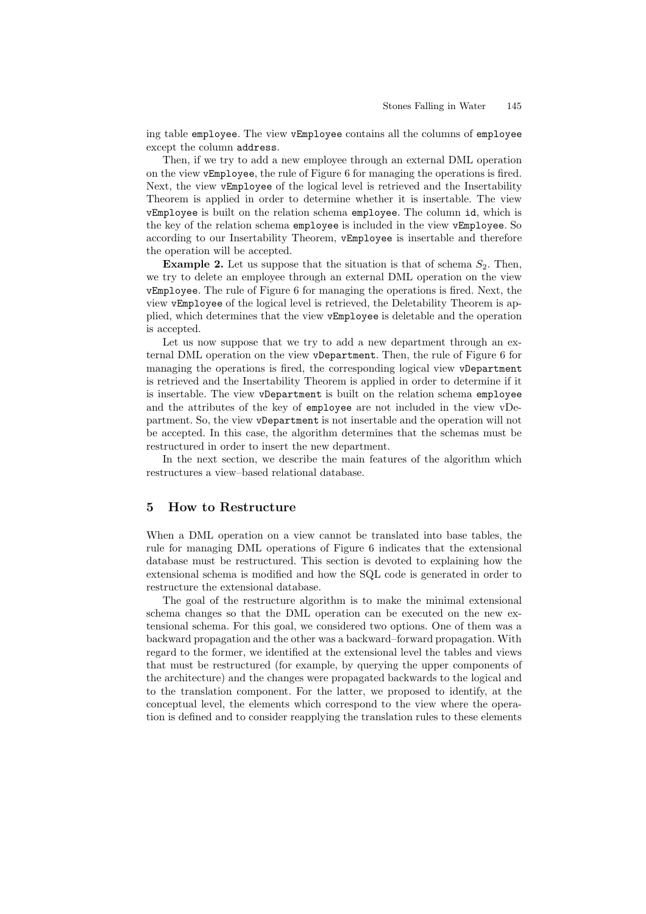ing table `employee`. The view `vEmployee` contains all the columns of `employee` except the column `address`.

Then, if we try to add a new employee through an external DML operation on the view `vEmployee`, the rule of Figure 6 for managing the operations is fired. Next, the view `vEmployee` of the logical level is retrieved and the Insertability Theorem is applied in order to determine whether it is insertable. The view `vEmployee` is built on the relation schema `employee`. The column `id`, which is the key of the relation schema `employee` is included in the view `vEmployee`. So according to our Insertability Theorem, `vEmployee` is insertable and therefore the operation will be accepted.

**Example 2.** Let us suppose that the situation is that of schema $S_2$. Then, we try to delete an employee through an external DML operation on the view `vEmployee`. The rule of Figure 6 for managing the operations is fired. Next, the view `vEmployee` of the logical level is retrieved, the Deletability Theorem is applied, which determines that the view `vEmployee` is deletable and the operation is accepted.

Let us now suppose that we try to add a new department through an external DML operation on the view `vDepartment`. Then, the rule of Figure 6 for managing the operations is fired, the corresponding logical view `vDepartment` is retrieved and the Insertability Theorem is applied in order to determine if it is insertable. The view `vDepartment` is built on the relation schema `employee` and the attributes of the key of `employee` are not included in the view vDepartment. So, the view `vDepartment` is not insertable and the operation will not be accepted. In this case, the algorithm determines that the schemas must be restructured in order to insert the new department.

In the next section, we describe the main features of the algorithm which restructures a view–based relational database.

## 5 How to Restructure

When a DML operation on a view cannot be translated into base tables, the rule for managing DML operations of Figure 6 indicates that the extensional database must be restructured. This section is devoted to explaining how the extensional schema is modified and how the SQL code is generated in order to restructure the extensional database.

The goal of the restructure algorithm is to make the minimal extensional schema changes so that the DML operation can be executed on the new extensional schema. For this goal, we considered two options. One of them was a backward propagation and the other was a backward–forward propagation. With regard to the former, we identified at the extensional level the tables and views that must be restructured (for example, by querying the upper components of the architecture) and the changes were propagated backwards to the logical and to the translation component. For the latter, we proposed to identify, at the conceptual level, the elements which correspond to the view where the operation is defined and to consider reapplying the translation rules to these elements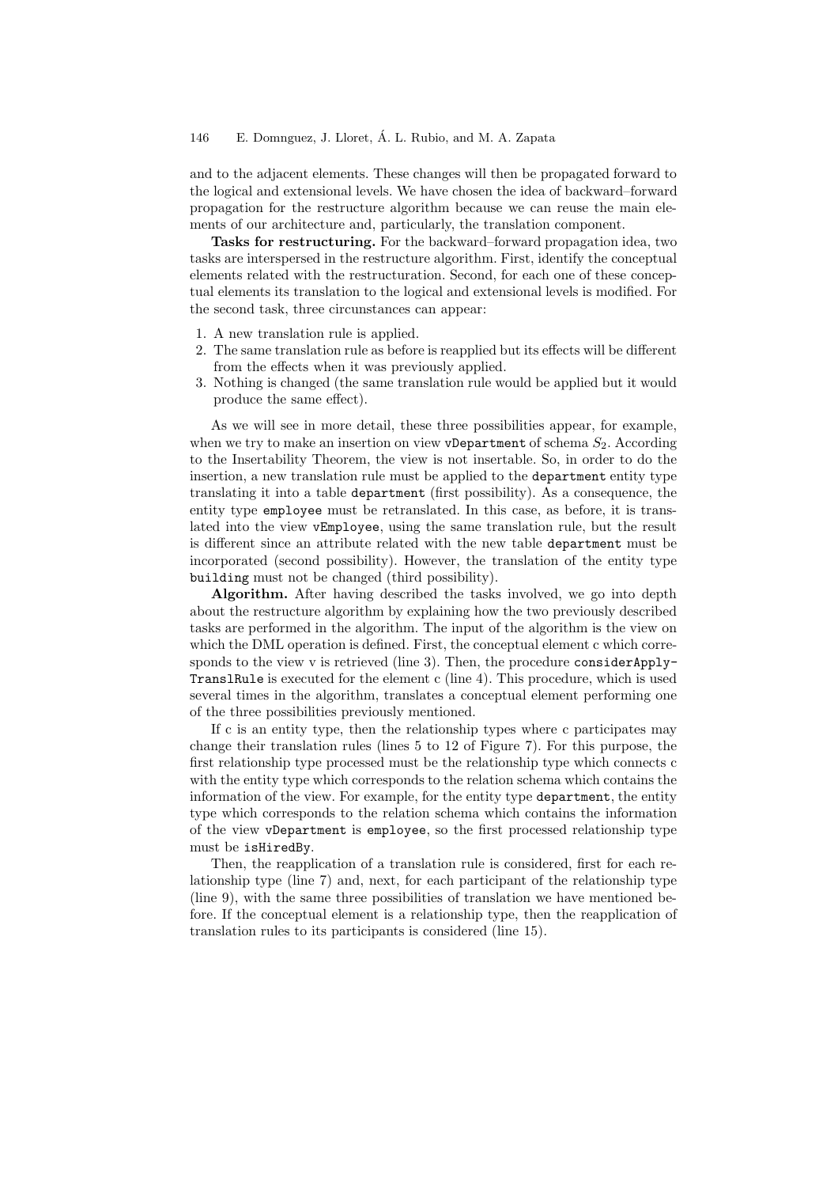and to the adjacent elements. These changes will then be propagated forward to the logical and extensional levels. We have chosen the idea of backward–forward propagation for the restructure algorithm because we can reuse the main elements of our architecture and, particularly, the translation component.

**Tasks for restructuring.** For the backward–forward propagation idea, two tasks are interspersed in the restructure algorithm. First, identify the conceptual elements related with the restructuration. Second, for each one of these conceptual elements its translation to the logical and extensional levels is modified. For the second task, three circumstances can appear:

1. A new translation rule is applied.
2. The same translation rule as before is reapplied but its effects will be different from the effects when it was previously applied.
3. Nothing is changed (the same translation rule would be applied but it would produce the same effect).

As we will see in more detail, these three possibilities appear, for example, when we try to make an insertion on view `vDepartment` of schema $S_2$. According to the Insertability Theorem, the view is not insertable. So, in order to do the insertion, a new translation rule must be applied to the `department` entity type translating it into a table `department` (first possibility). As a consequence, the entity type `employee` must be retranslated. In this case, as before, it is translated into the view `vEmployee`, using the same translation rule, but the result is different since an attribute related with the new table `department` must be incorporated (second possibility). However, the translation of the entity type `building` must not be changed (third possibility).

**Algorithm.** After having described the tasks involved, we go into depth about the restructure algorithm by explaining how the two previously described tasks are performed in the algorithm. The input of the algorithm is the view on which the DML operation is defined. First, the conceptual element c which corresponds to the view v is retrieved (line 3). Then, the procedure `considerApplyTranslRule` is executed for the element c (line 4). This procedure, which is used several times in the algorithm, translates a conceptual element performing one of the three possibilities previously mentioned.

If c is an entity type, then the relationship types where c participates may change their translation rules (lines 5 to 12 of Figure 7). For this purpose, the first relationship type processed must be the relationship type which connects c with the entity type which corresponds to the relation schema which contains the information of the view. For example, for the entity type `department`, the entity type which corresponds to the relation schema which contains the information of the view `vDepartment` is `employee`, so the first processed relationship type must be `isHiredBy`.

Then, the reapplication of a translation rule is considered, first for each relationship type (line 7) and, next, for each participant of the relationship type (line 9), with the same three possibilities of translation we have mentioned before. If the conceptual element is a relationship type, then the reapplication of translation rules to its participants is considered (line 15).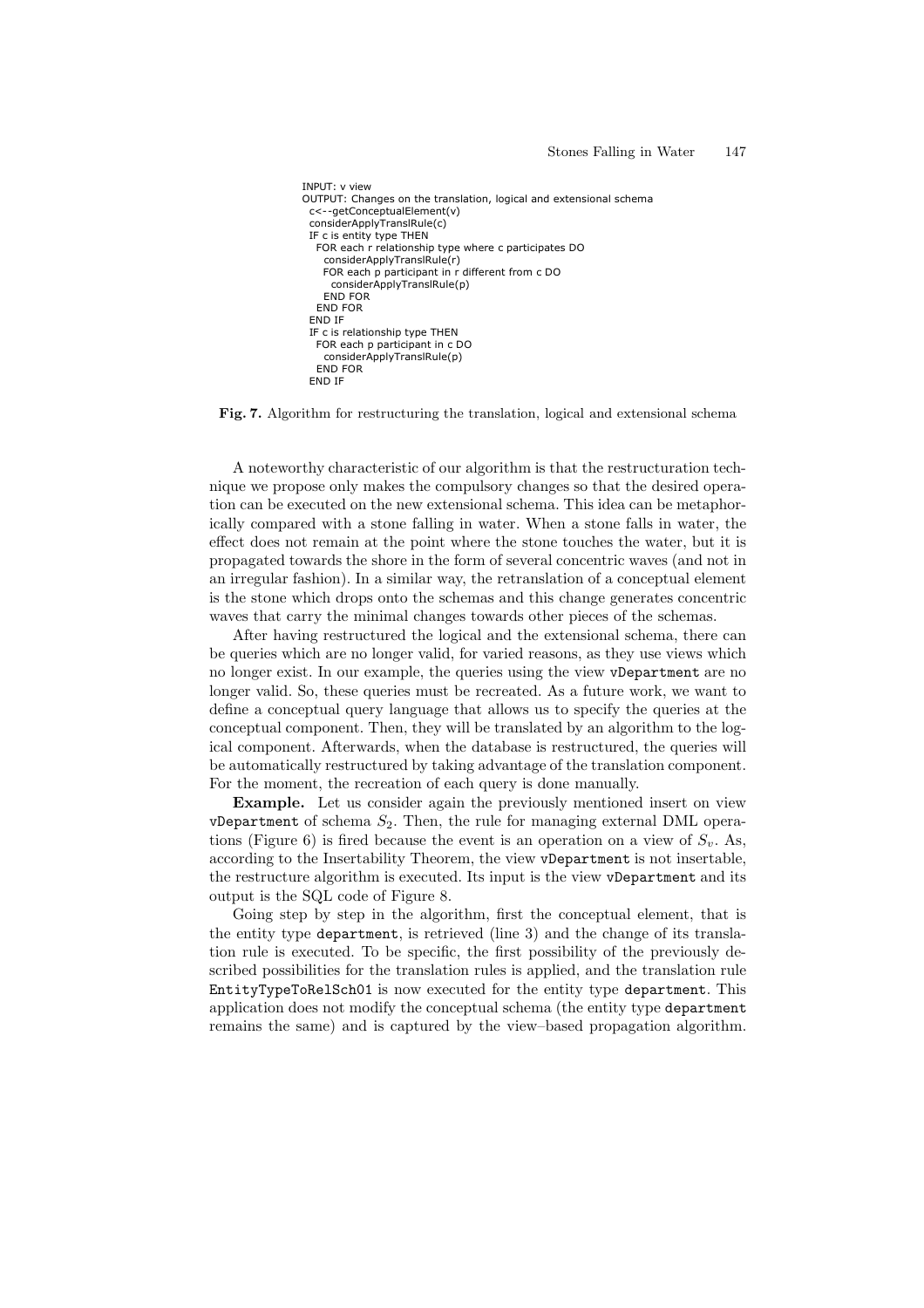```
INPUT: v view
OUTPUT: Changes on the translation, logical and extensional schema
  c<--getConceptualElement(v)
  considerApplyTranslRule(c)
  IF c is entity type THEN
    FOR each r relationship type where c participates DO
      considerApplyTranslRule(r)
      FOR each p participant in r different from c DO
        considerApplyTranslRule(p)
      END FOR
    END FOR
  END IF
  IF c is relationship type THEN
    FOR each p participant in c DO
      considerApplyTranslRule(p)
    END FOR
  END IF
```

**Fig. 7.** Algorithm for restructuring the translation, logical and extensional schema

A noteworthy characteristic of our algorithm is that the restructuration technique we propose only makes the compulsory changes so that the desired operation can be executed on the new extensional schema. This idea can be metaphorically compared with a stone falling in water. When a stone falls in water, the effect does not remain at the point where the stone touches the water, but it is propagated towards the shore in the form of several concentric waves (and not in an irregular fashion). In a similar way, the retranslation of a conceptual element is the stone which drops onto the schemas and this change generates concentric waves that carry the minimal changes towards other pieces of the schemas.

After having restructured the logical and the extensional schema, there can be queries which are no longer valid, for varied reasons, as they use views which no longer exist. In our example, the queries using the view `vDepartment` are no longer valid. So, these queries must be recreated. As a future work, we want to define a conceptual query language that allows us to specify the queries at the conceptual component. Then, they will be translated by an algorithm to the logical component. Afterwards, when the database is restructured, the queries will be automatically restructured by taking advantage of the translation component. For the moment, the recreation of each query is done manually.

**Example.** Let us consider again the previously mentioned insert on view `vDepartment` of schema $S_2$. Then, the rule for managing external DML operations (Figure 6) is fired because the event is an operation on a view of $S_v$. As, according to the Insertability Theorem, the view `vDepartment` is not insertable, the restructure algorithm is executed. Its input is the view `vDepartment` and its output is the SQL code of Figure 8.

Going step by step in the algorithm, first the conceptual element, that is the entity type `department`, is retrieved (line 3) and the change of its translation rule is executed. To be specific, the first possibility of the previously described possibilities for the translation rules is applied, and the translation rule `EntityTypeToRelSch01` is now executed for the entity type `department`. This application does not modify the conceptual schema (the entity type `department` remains the same) and is captured by the view–based propagation algorithm.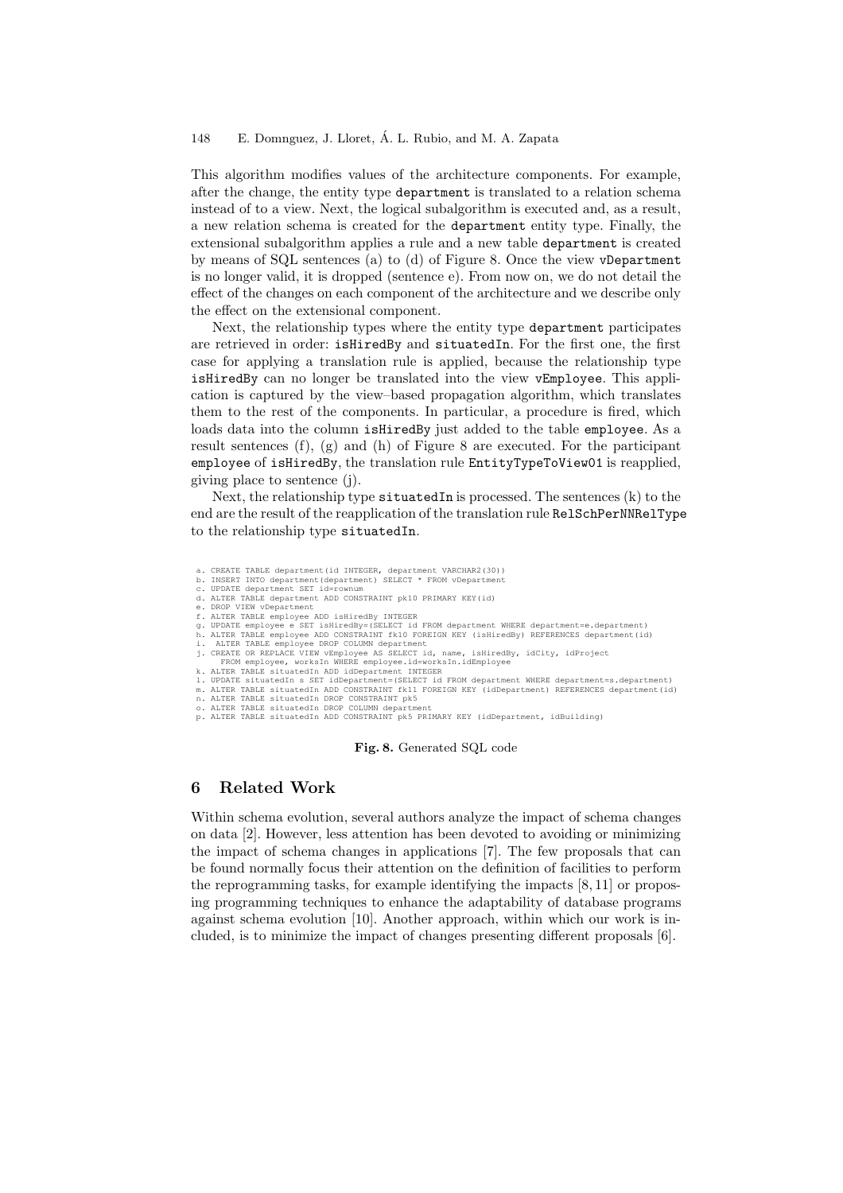This algorithm modifies values of the architecture components. For example, after the change, the entity type `department` is translated to a relation schema instead of to a view. Next, the logical subalgorithm is executed and, as a result, a new relation schema is created for the `department` entity type. Finally, the extensional subalgorithm applies a rule and a new table `department` is created by means of SQL sentences (a) to (d) of Figure 8. Once the view `vDepartment` is no longer valid, it is dropped (sentence e). From now on, we do not detail the effect of the changes on each component of the architecture and we describe only the effect on the extensional component.

Next, the relationship types where the entity type `department` participates are retrieved in order: `isHiredBy` and `situatedIn`. For the first one, the first case for applying a translation rule is applied, because the relationship type `isHiredBy` can no longer be translated into the view `vEmployee`. This application is captured by the view–based propagation algorithm, which translates them to the rest of the components. In particular, a procedure is fired, which loads data into the column `isHiredBy` just added to the table `employee`. As a result sentences (f), (g) and (h) of Figure 8 are executed. For the participant `employee` of `isHiredBy`, the translation rule `EntityTypeToView01` is reapplied, giving place to sentence (j).

Next, the relationship type `situatedIn` is processed. The sentences (k) to the end are the result of the reapplication of the translation rule `RelSchPerNNRelType` to the relationship type `situatedIn`.

```
a. CREATE TABLE department(id INTEGER, department VARCHAR2(30))
b. INSERT INTO department(department) SELECT * FROM vDepartment
c. UPDATE department SET id=rownum
d. ALTER TABLE department ADD CONSTRAINT pk10 PRIMARY KEY(id)
e. DROP VIEW vDepartment
f. ALTER TABLE employee ADD isHiredBy INTEGER
g. UPDATE employee e SET isHiredBy=(SELECT id FROM department WHERE department=e.department)
h. ALTER TABLE employee ADD CONSTRAINT fk10 FOREIGN KEY (isHiredBy) REFERENCES department(id)
i.  ALTER TABLE employee DROP COLUMN department
j. CREATE OR REPLACE VIEW vEmployee AS SELECT id, name, isHiredBy, idCity, idProject
     FROM employee, worksIn WHERE employee.id=worksIn.idEmployee
k. ALTER TABLE situatedIn ADD idDepartment INTEGER
l. UPDATE situatedIn s SET idDepartment=(SELECT id FROM department WHERE department=s.department)
m. ALTER TABLE situatedIn ADD CONSTRAINT fk11 FOREIGN KEY (idDepartment) REFERENCES department(id)
n. ALTER TABLE situatedIn DROP CONSTRAINT pk5
o. ALTER TABLE situatedIn DROP COLUMN department
p. ALTER TABLE situatedIn ADD CONSTRAINT pk5 PRIMARY KEY (idDepartment, idBuilding)
```

**Fig. 8.** Generated SQL code

## 6 Related Work

Within schema evolution, several authors analyze the impact of schema changes on data [2]. However, less attention has been devoted to avoiding or minimizing the impact of schema changes in applications [7]. The few proposals that can be found normally focus their attention on the definition of facilities to perform the reprogramming tasks, for example identifying the impacts [8, 11] or proposing programming techniques to enhance the adaptability of database programs against schema evolution [10]. Another approach, within which our work is included, is to minimize the impact of changes presenting different proposals [6].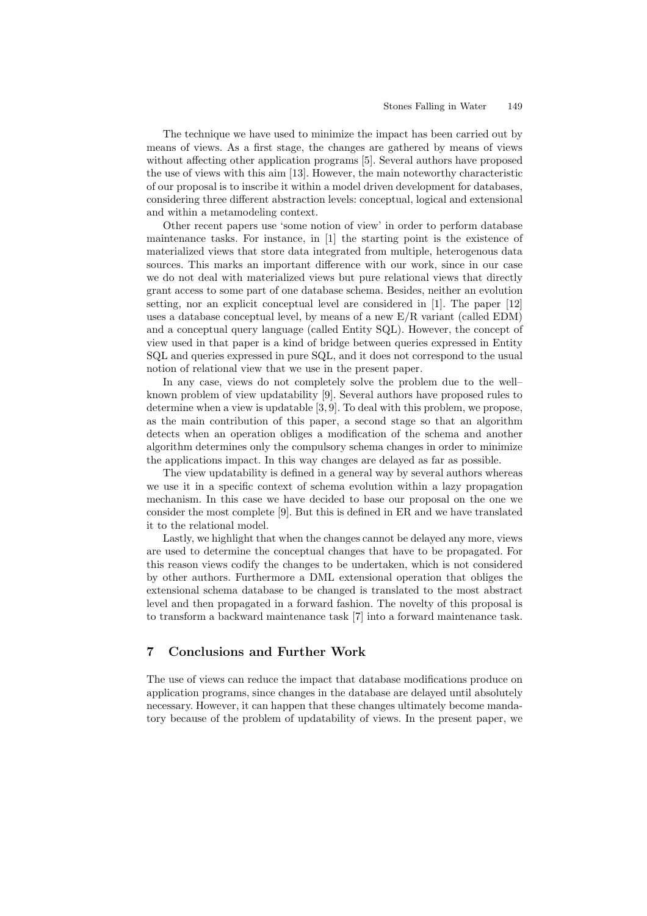The technique we have used to minimize the impact has been carried out by means of views. As a first stage, the changes are gathered by means of views without affecting other application programs [5]. Several authors have proposed the use of views with this aim [13]. However, the main noteworthy characteristic of our proposal is to inscribe it within a model driven development for databases, considering three different abstraction levels: conceptual, logical and extensional and within a metamodeling context.

Other recent papers use 'some notion of view' in order to perform database maintenance tasks. For instance, in [1] the starting point is the existence of materialized views that store data integrated from multiple, heterogenous data sources. This marks an important difference with our work, since in our case we do not deal with materialized views but pure relational views that directly grant access to some part of one database schema. Besides, neither an evolution setting, nor an explicit conceptual level are considered in [1]. The paper [12] uses a database conceptual level, by means of a new E/R variant (called EDM) and a conceptual query language (called Entity SQL). However, the concept of view used in that paper is a kind of bridge between queries expressed in Entity SQL and queries expressed in pure SQL, and it does not correspond to the usual notion of relational view that we use in the present paper.

In any case, views do not completely solve the problem due to the well–known problem of view updatability [9]. Several authors have proposed rules to determine when a view is updatable [3, 9]. To deal with this problem, we propose, as the main contribution of this paper, a second stage so that an algorithm detects when an operation obliges a modification of the schema and another algorithm determines only the compulsory schema changes in order to minimize the applications impact. In this way changes are delayed as far as possible.

The view updatability is defined in a general way by several authors whereas we use it in a specific context of schema evolution within a lazy propagation mechanism. In this case we have decided to base our proposal on the one we consider the most complete [9]. But this is defined in ER and we have translated it to the relational model.

Lastly, we highlight that when the changes cannot be delayed any more, views are used to determine the conceptual changes that have to be propagated. For this reason views codify the changes to be undertaken, which is not considered by other authors. Furthermore a DML extensional operation that obliges the extensional schema database to be changed is translated to the most abstract level and then propagated in a forward fashion. The novelty of this proposal is to transform a backward maintenance task [7] into a forward maintenance task.

## 7 Conclusions and Further Work

The use of views can reduce the impact that database modifications produce on application programs, since changes in the database are delayed until absolutely necessary. However, it can happen that these changes ultimately become mandatory because of the problem of updatability of views. In the present paper, we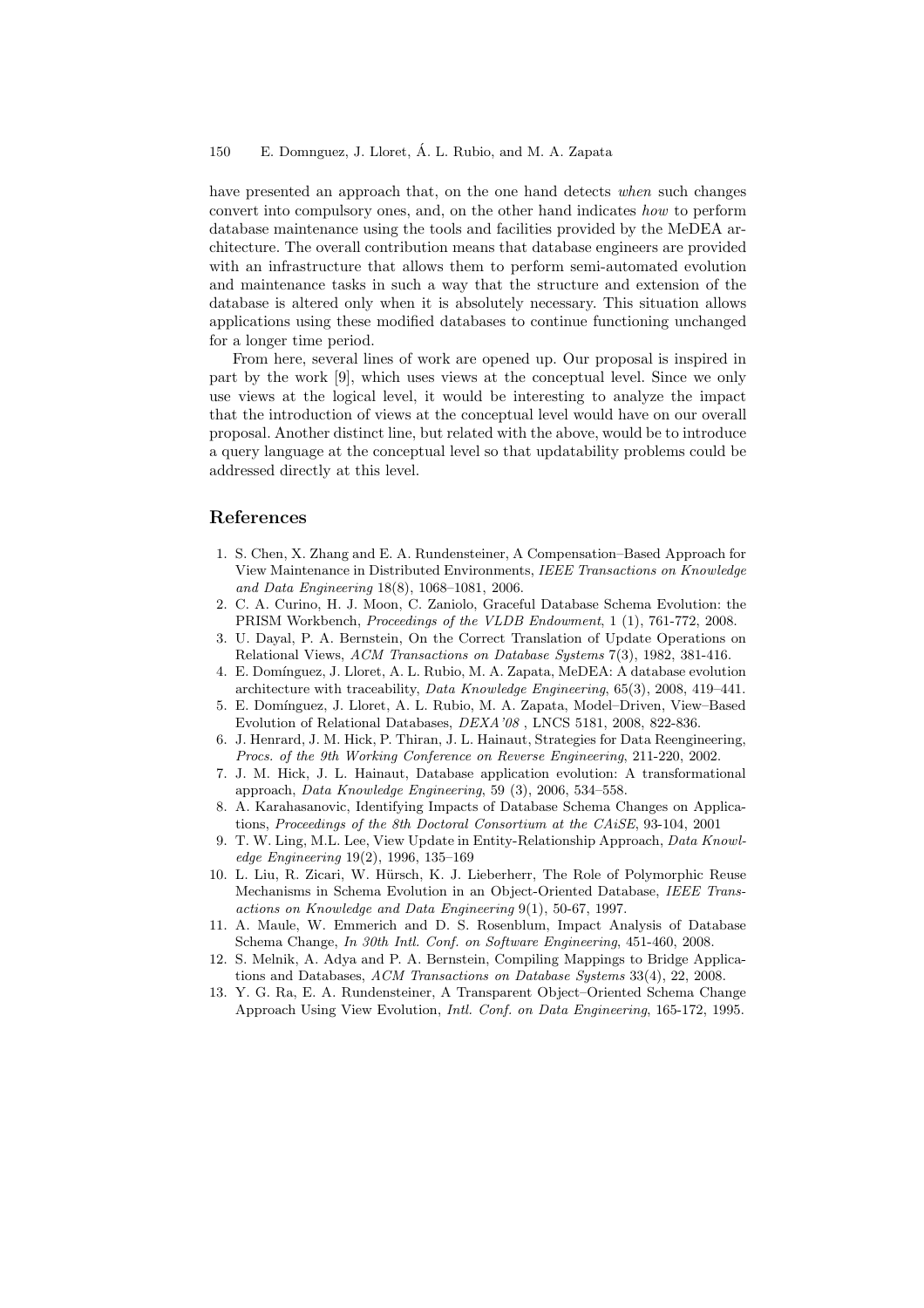have presented an approach that, on the one hand detects *when* such changes convert into compulsory ones, and, on the other hand indicates *how* to perform database maintenance using the tools and facilities provided by the MeDEA architecture. The overall contribution means that database engineers are provided with an infrastructure that allows them to perform semi-automated evolution and maintenance tasks in such a way that the structure and extension of the database is altered only when it is absolutely necessary. This situation allows applications using these modified databases to continue functioning unchanged for a longer time period.

From here, several lines of work are opened up. Our proposal is inspired in part by the work [9], which uses views at the conceptual level. Since we only use views at the logical level, it would be interesting to analyze the impact that the introduction of views at the conceptual level would have on our overall proposal. Another distinct line, but related with the above, would be to introduce a query language at the conceptual level so that updatability problems could be addressed directly at this level.

## References

1. S. Chen, X. Zhang and E. A. Rundensteiner, A Compensation–Based Approach for View Maintenance in Distributed Environments, *IEEE Transactions on Knowledge and Data Engineering* 18(8), 1068–1081, 2006.
2. C. A. Curino, H. J. Moon, C. Zaniolo, Graceful Database Schema Evolution: the PRISM Workbench, *Proceedings of the VLDB Endowment*, 1 (1), 761-772, 2008.
3. U. Dayal, P. A. Bernstein, On the Correct Translation of Update Operations on Relational Views, *ACM Transactions on Database Systems* 7(3), 1982, 381-416.
4. E. Domínguez, J. Lloret, A. L. Rubio, M. A. Zapata, MeDEA: A database evolution architecture with traceability, *Data Knowledge Engineering*, 65(3), 2008, 419–441.
5. E. Domínguez, J. Lloret, A. L. Rubio, M. A. Zapata, Model–Driven, View–Based Evolution of Relational Databases, *DEXA'08* , LNCS 5181, 2008, 822-836.
6. J. Henrard, J. M. Hick, P. Thiran, J. L. Hainaut, Strategies for Data Reengineering, *Procs. of the 9th Working Conference on Reverse Engineering*, 211-220, 2002.
7. J. M. Hick, J. L. Hainaut, Database application evolution: A transformational approach, *Data Knowledge Engineering*, 59 (3), 2006, 534–558.
8. A. Karahasanovic, Identifying Impacts of Database Schema Changes on Applications, *Proceedings of the 8th Doctoral Consortium at the CAiSE*, 93-104, 2001
9. T. W. Ling, M.L. Lee, View Update in Entity-Relationship Approach, *Data Knowledge Engineering* 19(2), 1996, 135–169
10. L. Liu, R. Zicari, W. Hürsch, K. J. Lieberherr, The Role of Polymorphic Reuse Mechanisms in Schema Evolution in an Object-Oriented Database, *IEEE Transactions on Knowledge and Data Engineering* 9(1), 50-67, 1997.
11. A. Maule, W. Emmerich and D. S. Rosenblum, Impact Analysis of Database Schema Change, *In 30th Intl. Conf. on Software Engineering*, 451-460, 2008.
12. S. Melnik, A. Adya and P. A. Bernstein, Compiling Mappings to Bridge Applications and Databases, *ACM Transactions on Database Systems* 33(4), 22, 2008.
13. Y. G. Ra, E. A. Rundensteiner, A Transparent Object–Oriented Schema Change Approach Using View Evolution, *Intl. Conf. on Data Engineering*, 165-172, 1995.